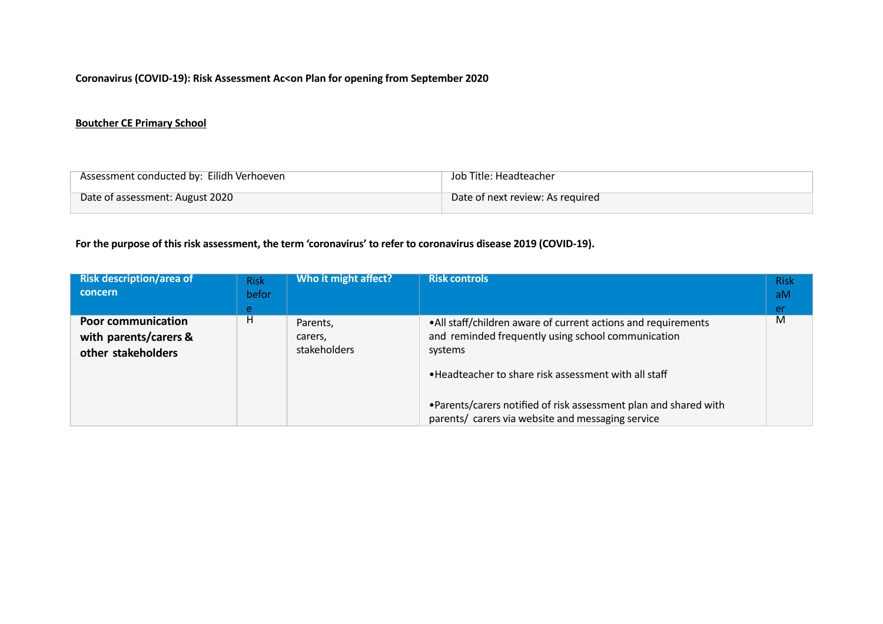**Coronavirus (COVID-19): Risk Assessment Ac<on Plan for opening from September 2020**

**Boutcher CE Primary School**

| Assessment conducted by: Eilidh Verhoeven | Job Title: Headteacher |
|---|---|
| Date of assessment: August 2020 | Date of next review: As required |

**For the purpose of this risk assessment, the term 'coronavirus' to refer to coronavirus disease 2019 (COVID-19).**

| Risk description/area of concern | Risk before | Who it might affect? | Risk controls | Risk aMer |
|---|---|---|---|---|
| **Poor communication with parents/carers & other stakeholders** | H | Parents, carers, stakeholders | •All staff/children aware of current actions and requirements and reminded frequently using school communication systems<br><br>•Headteacher to share risk assessment with all staff<br><br>•Parents/carers notified of risk assessment plan and shared with parents/ carers via website and messaging service | M |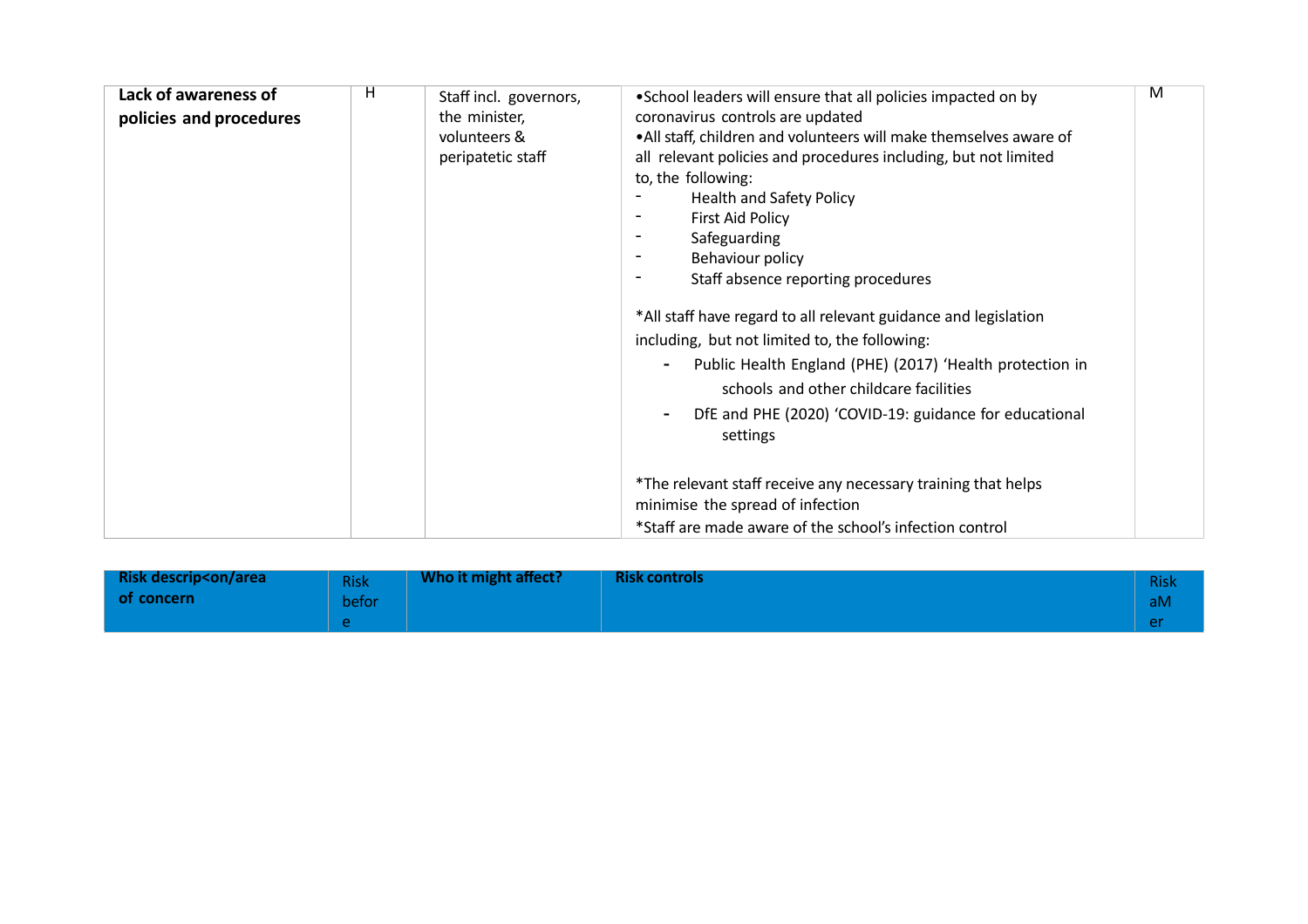| Lack of awareness of policies and procedures | H | Staff incl. governors, the minister, volunteers & peripatetic staff | •School leaders will ensure that all policies impacted on by coronavirus controls are updated<br>•All staff, children and volunteers will make themselves aware of all relevant policies and procedures including, but not limited to, the following:<br>- Health and Safety Policy<br>- First Aid Policy<br>- Safeguarding<br>- Behaviour policy<br>- Staff absence reporting procedures<br><br>*All staff have regard to all relevant guidance and legislation including, but not limited to, the following:<br>- Public Health England (PHE) (2017) 'Health protection in schools and other childcare facilities<br>- DfE and PHE (2020) 'COVID-19: guidance for educational settings<br><br>*The relevant staff receive any necessary training that helps minimise the spread of infection<br>*Staff are made aware of the school's infection control | M |
|---|---|---|---|---|

| Risk descrip<on/area of concern | Risk before | Who it might affect? | Risk controls | Risk aMer |
|---|---|---|---|---|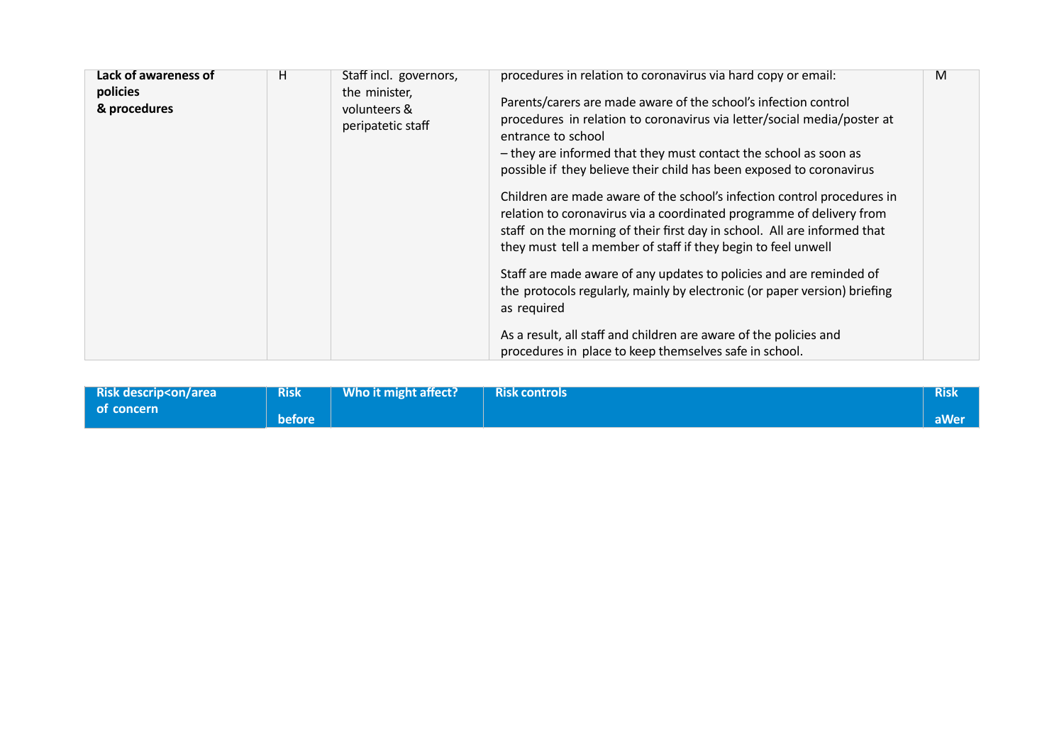| Lack of awareness of policies & procedures | H | Staff incl. governors, the minister, volunteers & peripatetic staff | procedures in relation to coronavirus via hard copy or email:<br><br>Parents/carers are made aware of the school's infection control procedures in relation to coronavirus via letter/social media/poster at entrance to school<br>– they are informed that they must contact the school as soon as possible if they believe their child has been exposed to coronavirus<br><br>Children are made aware of the school's infection control procedures in relation to coronavirus via a coordinated programme of delivery from staff on the morning of their first day in school. All are informed that they must tell a member of staff if they begin to feel unwell<br><br>Staff are made aware of any updates to policies and are reminded of the protocols regularly, mainly by electronic (or paper version) briefing as required<br><br>As a result, all staff and children are aware of the policies and procedures in place to keep themselves safe in school. | M |
|---|---|---|---|---|

| Risk descrip<on/area of concern | Risk before | Who it might affect? | Risk controls | Risk aWer |
|---|---|---|---|---|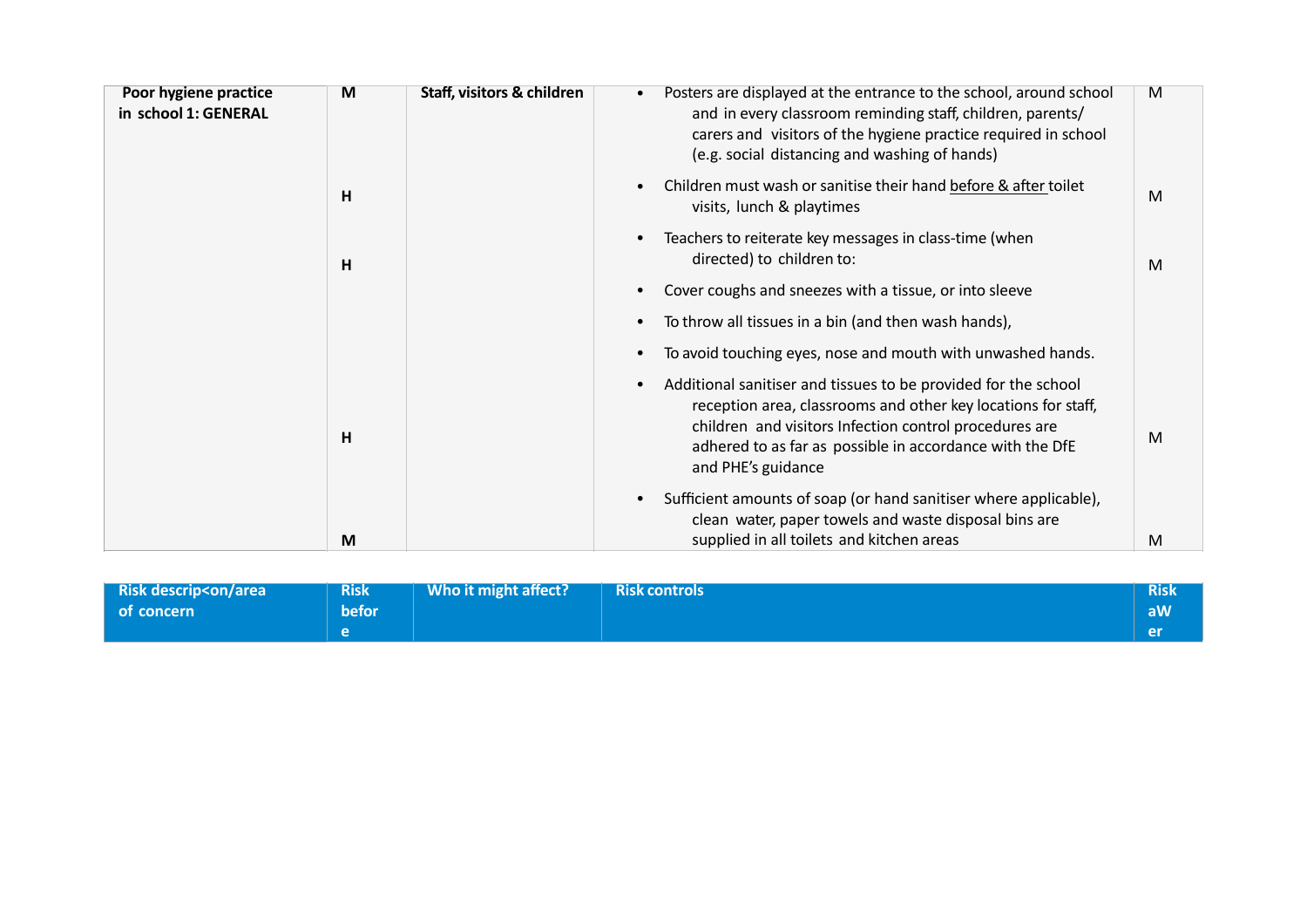| Poor hygiene practice in school 1: GENERAL | M | Staff, visitors & children | • Posters are displayed at the entrance to the school, around school and in every classroom reminding staff, children, parents/ carers and visitors of the hygiene practice required in school (e.g. social distancing and washing of hands) | M |
|---|---|---|---|---|
| | H | | • Children must wash or sanitise their hand before & after toilet visits, lunch & playtimes | M |
| | H | | • Teachers to reiterate key messages in class-time (when directed) to children to:<br>• Cover coughs and sneezes with a tissue, or into sleeve<br>• To throw all tissues in a bin (and then wash hands),<br>• To avoid touching eyes, nose and mouth with unwashed hands. | M |
| | H | | • Additional sanitiser and tissues to be provided for the school reception area, classrooms and other key locations for staff, children and visitors Infection control procedures are adhered to as far as possible in accordance with the DfE and PHE's guidance | M |
| | M | | • Sufficient amounts of soap (or hand sanitiser where applicable), clean water, paper towels and waste disposal bins are supplied in all toilets and kitchen areas | M |

| Risk descrip<on/area of concern | Risk before | Who it might affect? | Risk controls | Risk aWer |
|---|---|---|---|---|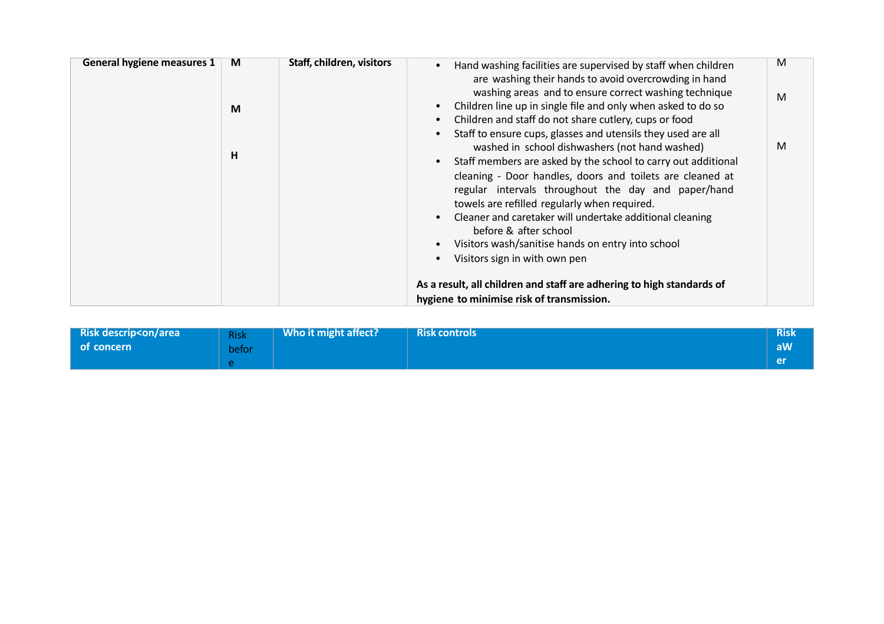| General hygiene measures 1 | M<br><br>M<br><br>H | Staff, children, visitors | • Hand washing facilities are supervised by staff when children are washing their hands to avoid overcrowding in hand washing areas and to ensure correct washing technique<br>• Children line up in single file and only when asked to do so<br>• Children and staff do not share cutlery, cups or food<br>• Staff to ensure cups, glasses and utensils they used are all washed in school dishwashers (not hand washed)<br>• Staff members are asked by the school to carry out additional cleaning - Door handles, doors and toilets are cleaned at regular intervals throughout the day and paper/hand towels are refilled regularly when required.<br>• Cleaner and caretaker will undertake additional cleaning before & after school<br>• Visitors wash/sanitise hands on entry into school<br>• Visitors sign in with own pen<br><br>**As a result, all children and staff are adhering to high standards of hygiene to minimise risk of transmission.** | M<br><br>M<br><br>M |
|---|---|---|---|---|

| Risk descrip<on/area of concern | Risk before | Who it might affect? | Risk controls | Risk aWer |
|---|---|---|---|---|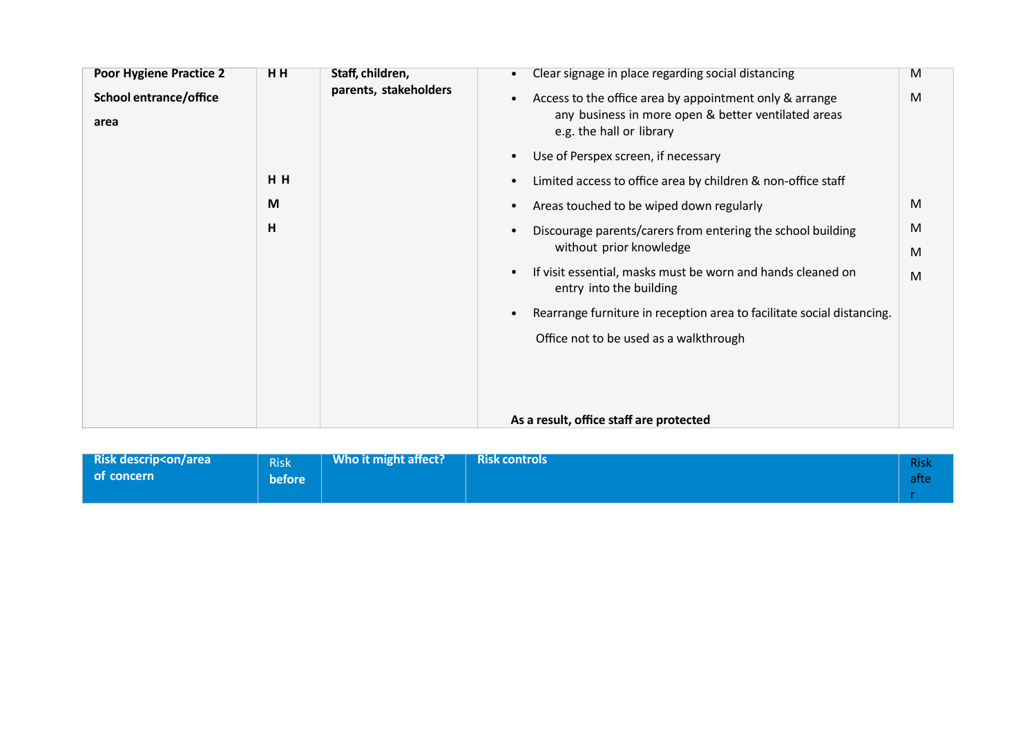| Risk description/area of concern | Risk before | Who it might affect? | Risk controls | Risk after |
|---|---|---|---|---|
| **Poor Hygiene Practice 2**<br><br>**School entrance/office area** | **H H**<br><br><br><br>**H H**<br>**M**<br>**H** | **Staff, children, parents, stakeholders** | • Clear signage in place regarding social distancing<br>• Access to the office area by appointment only & arrange any business in more open & better ventilated areas e.g. the hall or library<br>• Use of Perspex screen, if necessary<br>• Limited access to office area by children & non-office staff<br>• Areas touched to be wiped down regularly<br>• Discourage parents/carers from entering the school building without prior knowledge<br>• If visit essential, masks must be worn and hands cleaned on entry into the building<br>• Rearrange furniture in reception area to facilitate social distancing.<br>Office not to be used as a walkthrough<br><br>**As a result, office staff are protected** | M<br>M<br><br><br>M<br>M<br>M<br>M |

| Risk descrip<on/area of concern | Risk before | Who it might affect? | Risk controls | Risk after |
|---|---|---|---|---|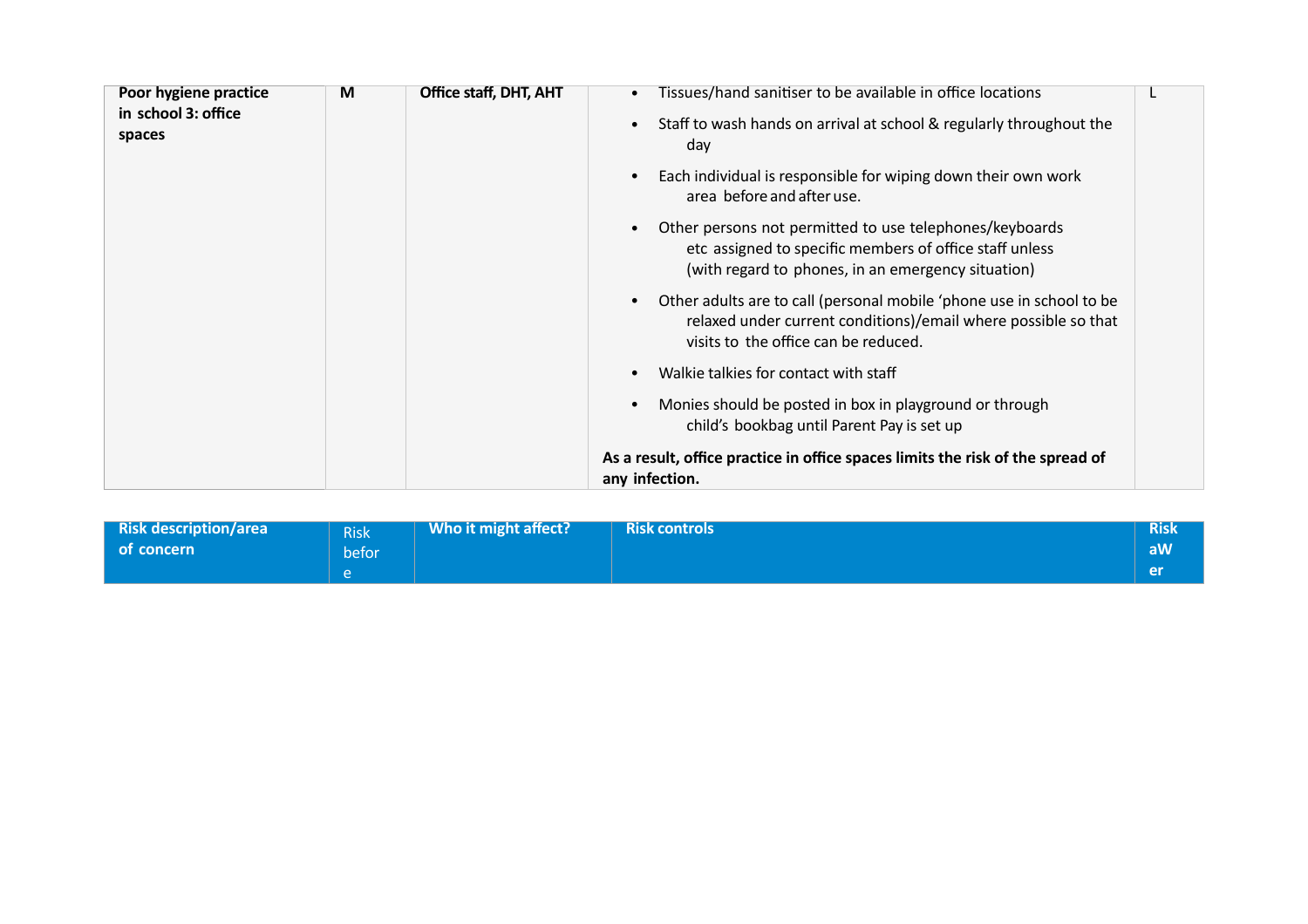| Poor hygiene practice in school 3: office spaces | M | Office staff, DHT, AHT | • Tissues/hand sanitiser to be available in office locations<br>• Staff to wash hands on arrival at school & regularly throughout the day<br>• Each individual is responsible for wiping down their own work area before and after use.<br>• Other persons not permitted to use telephones/keyboards etc assigned to specific members of office staff unless (with regard to phones, in an emergency situation)<br>• Other adults are to call (personal mobile 'phone use in school to be relaxed under current conditions)/email where possible so that visits to the office can be reduced.<br>• Walkie talkies for contact with staff<br>• Monies should be posted in box in playground or through child's bookbag until Parent Pay is set up<br>**As a result, office practice in office spaces limits the risk of the spread of any infection.** | L |
|---|---|---|---|---|

| Risk description/area of concern | Risk before | Who it might affect? | Risk controls | Risk aWer |
|---|---|---|---|---|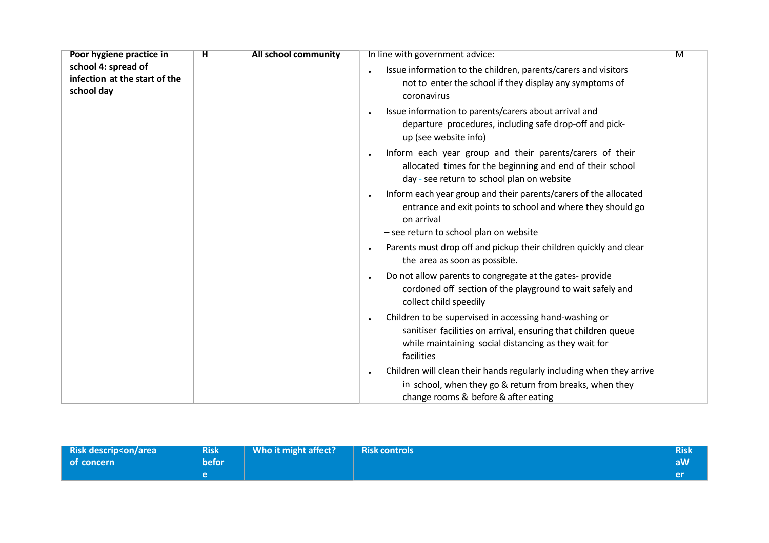| Poor hygiene practice in school 4: spread of infection at the start of the school day | H | All school community | In line with government advice:<br>• Issue information to the children, parents/carers and visitors not to enter the school if they display any symptoms of coronavirus<br>• Issue information to parents/carers about arrival and departure procedures, including safe drop-off and pick-up (see website info)<br>• Inform each year group and their parents/carers of their allocated times for the beginning and end of their school day - see return to school plan on website<br>• Inform each year group and their parents/carers of the allocated entrance and exit points to school and where they should go on arrival – see return to school plan on website<br>• Parents must drop off and pickup their children quickly and clear the area as soon as possible.<br>• Do not allow parents to congregate at the gates- provide cordoned off section of the playground to wait safely and collect child speedily<br>• Children to be supervised in accessing hand-washing or sanitiser facilities on arrival, ensuring that children queue while maintaining social distancing as they wait for facilities<br>• Children will clean their hands regularly including when they arrive in school, when they go & return from breaks, when they change rooms & before & after eating | M |
|---|---|---|---|---|

| Risk descrip<on/area of concern | Risk before | Who it might affect? | Risk controls | Risk aWer |
|---|---|---|---|---|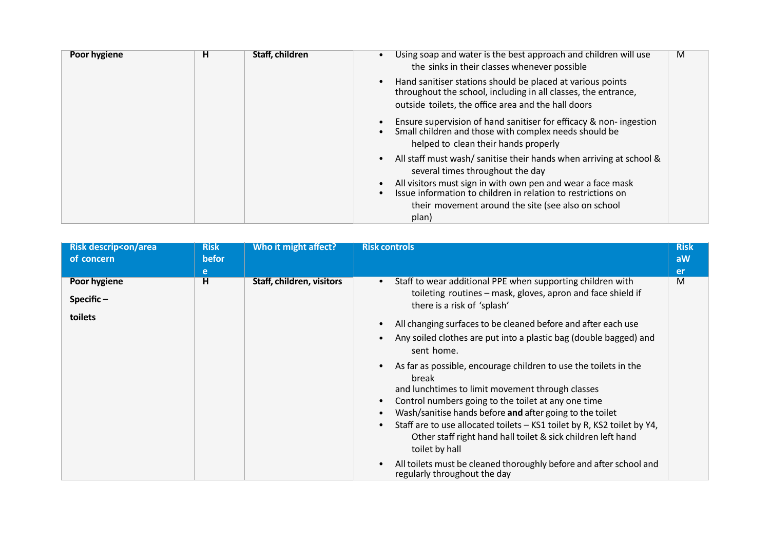| Poor hygiene | H | Staff, children | • Using soap and water is the best approach and children will use the sinks in their classes whenever possible<br>• Hand sanitiser stations should be placed at various points throughout the school, including in all classes, the entrance, outside toilets, the office area and the hall doors<br>• Ensure supervision of hand sanitiser for efficacy & non- ingestion<br>• Small children and those with complex needs should be helped to clean their hands properly<br>• All staff must wash/ sanitise their hands when arriving at school & several times throughout the day<br>• All visitors must sign in with own pen and wear a face mask<br>• Issue information to children in relation to restrictions on their movement around the site (see also on school plan) | M |
|---|---|---|---|---|

| Risk descrip<on/area of concern | Risk before | Who it might affect? | Risk controls | Risk aWer |
|---|---|---|---|---|
| **Poor hygiene**<br>**Specific –**<br>**toilets** | H | Staff, children, visitors | • Staff to wear additional PPE when supporting children with toileting routines – mask, gloves, apron and face shield if there is a risk of 'splash'<br>• All changing surfaces to be cleaned before and after each use<br>• Any soiled clothes are put into a plastic bag (double bagged) and sent home.<br>• As far as possible, encourage children to use the toilets in the break and lunchtimes to limit movement through classes<br>• Control numbers going to the toilet at any one time<br>• Wash/sanitise hands before **and** after going to the toilet<br>• Staff are to use allocated toilets – KS1 toilet by R, KS2 toilet by Y4, Other staff right hand hall toilet & sick children left hand toilet by hall<br>• All toilets must be cleaned thoroughly before and after school and regularly throughout the day | M |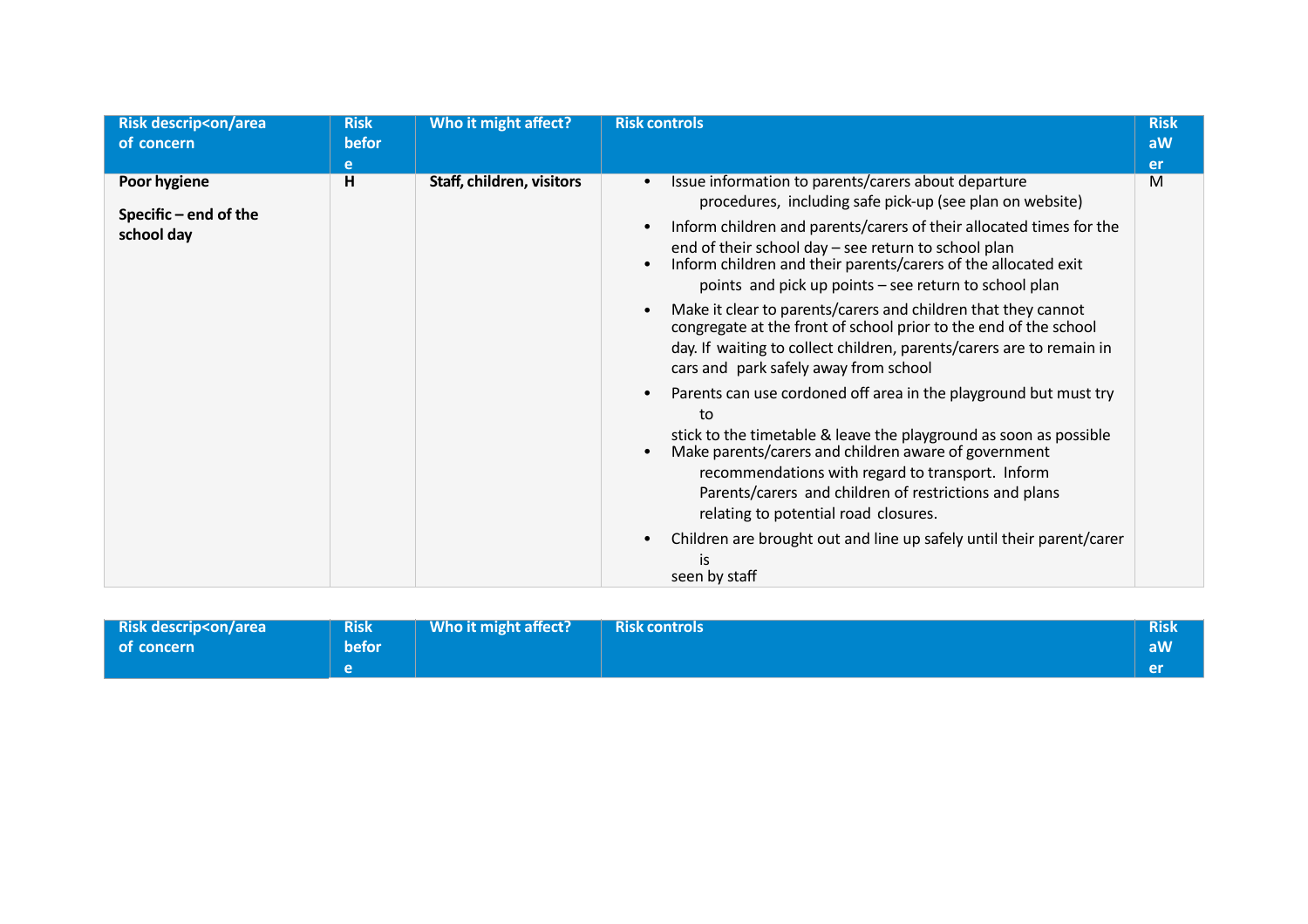| Risk descrip<on/area of concern | Risk before | Who it might affect? | Risk controls | Risk aWer |
|---|---|---|---|---|
| **Poor hygiene**<br><br>**Specific – end of the school day** | **H** | **Staff, children, visitors** | • Issue information to parents/carers about departure procedures, including safe pick-up (see plan on website)<br>• Inform children and parents/carers of their allocated times for the end of their school day – see return to school plan<br>• Inform children and their parents/carers of the allocated exit points and pick up points – see return to school plan<br>• Make it clear to parents/carers and children that they cannot congregate at the front of school prior to the end of the school day. If waiting to collect children, parents/carers are to remain in cars and park safely away from school<br>• Parents can use cordoned off area in the playground but must try to stick to the timetable & leave the playground as soon as possible<br>• Make parents/carers and children aware of government recommendations with regard to transport. Inform Parents/carers and children of restrictions and plans relating to potential road closures.<br>• Children are brought out and line up safely until their parent/carer is seen by staff | M |

| Risk descrip<on/area of concern | Risk before | Who it might affect? | Risk controls | Risk aWer |
|---|---|---|---|---|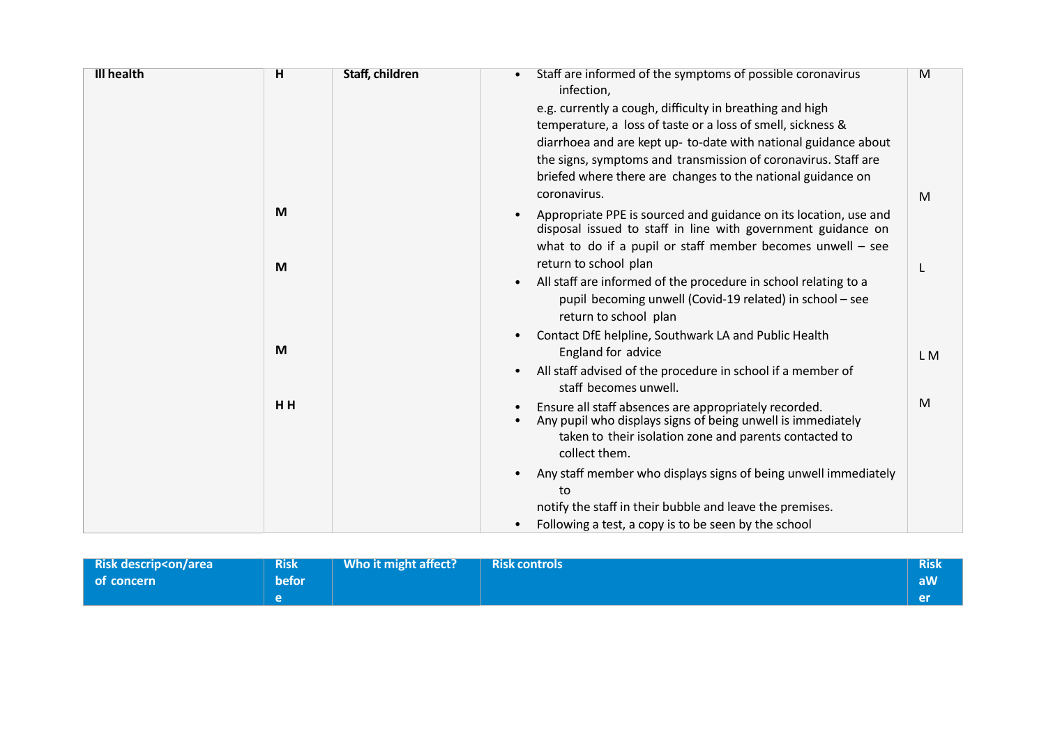| Risk descrip<on/area of concern | Risk befor e | Who it might affect? | Risk controls | Risk aW er |
|---|---|---|---|---|
| **Ill health** | **H**<br><br>**M**<br><br>**M**<br><br>**M**<br><br>**H H** | **Staff, children** | • Staff are informed of the symptoms of possible coronavirus infection, e.g. currently a cough, difficulty in breathing and high temperature, a loss of taste or a loss of smell, sickness & diarrhoea and are kept up- to-date with national guidance about the signs, symptoms and transmission of coronavirus. Staff are briefed where there are changes to the national guidance on coronavirus.<br>• Appropriate PPE is sourced and guidance on its location, use and disposal issued to staff in line with government guidance on what to do if a pupil or staff member becomes unwell – see return to school plan<br>• All staff are informed of the procedure in school relating to a pupil becoming unwell (Covid-19 related) in school – see return to school plan<br>• Contact DfE helpline, Southwark LA and Public Health England for advice<br>• All staff advised of the procedure in school if a member of staff becomes unwell.<br>• Ensure all staff absences are appropriately recorded.<br>• Any pupil who displays signs of being unwell is immediately taken to their isolation zone and parents contacted to collect them.<br>• Any staff member who displays signs of being unwell immediately to notify the staff in their bubble and leave the premises.<br>• Following a test, a copy is to be seen by the school | M<br><br>M<br><br>L<br><br>L M<br><br>M |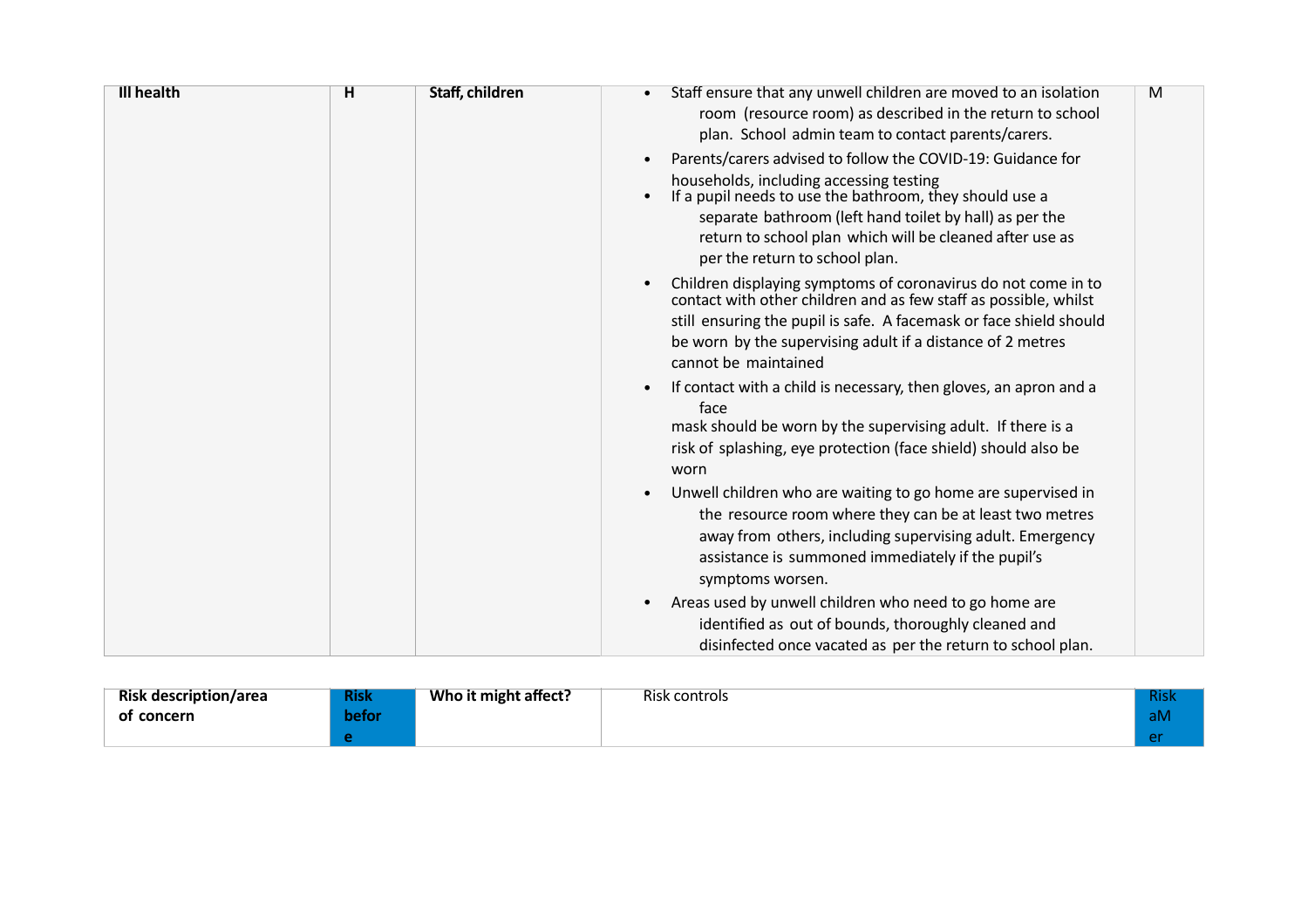| Ill health | H | Staff, children | • Staff ensure that any unwell children are moved to an isolation room (resource room) as described in the return to school plan. School admin team to contact parents/carers.<br>• Parents/carers advised to follow the COVID-19: Guidance for households, including accessing testing<br>• If a pupil needs to use the bathroom, they should use a separate bathroom (left hand toilet by hall) as per the return to school plan which will be cleaned after use as per the return to school plan.<br>• Children displaying symptoms of coronavirus do not come in to contact with other children and as few staff as possible, whilst still ensuring the pupil is safe. A facemask or face shield should be worn by the supervising adult if a distance of 2 metres cannot be maintained<br>• If contact with a child is necessary, then gloves, an apron and a face mask should be worn by the supervising adult. If there is a risk of splashing, eye protection (face shield) should also be worn<br>• Unwell children who are waiting to go home are supervised in the resource room where they can be at least two metres away from others, including supervising adult. Emergency assistance is summoned immediately if the pupil's symptoms worsen.<br>• Areas used by unwell children who need to go home are identified as out of bounds, thoroughly cleaned and disinfected once vacated as per the return to school plan. | M |
|---|---|---|---|---|

| Risk description/area of concern | Risk before | Who it might affect? | Risk controls | Risk aMer |
|---|---|---|---|---|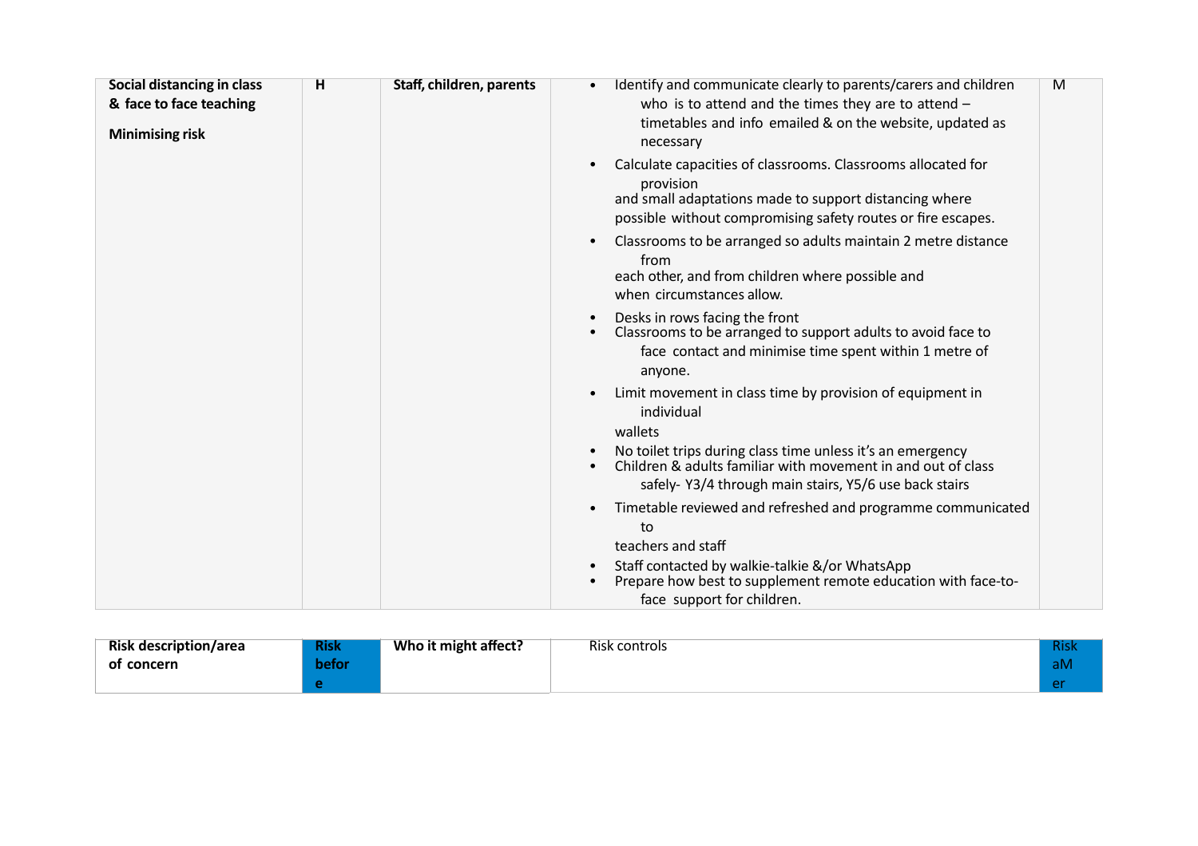| Risk description/area of concern | Risk before | Who it might affect? | Risk controls | Risk after |
|---|---|---|---|---|
| **Social distancing in class & face to face teaching**<br><br>**Minimising risk** | **H** | **Staff, children, parents** | • Identify and communicate clearly to parents/carers and children who is to attend and the times they are to attend – timetables and info emailed & on the website, updated as necessary<br>• Calculate capacities of classrooms. Classrooms allocated for provision and small adaptations made to support distancing where possible without compromising safety routes or fire escapes.<br>• Classrooms to be arranged so adults maintain 2 metre distance from each other, and from children where possible and when circumstances allow.<br>• Desks in rows facing the front<br>• Classrooms to be arranged to support adults to avoid face to face contact and minimise time spent within 1 metre of anyone.<br>• Limit movement in class time by provision of equipment in individual wallets<br>• No toilet trips during class time unless it's an emergency<br>• Children & adults familiar with movement in and out of class safely- Y3/4 through main stairs, Y5/6 use back stairs<br>• Timetable reviewed and refreshed and programme communicated to teachers and staff<br>• Staff contacted by walkie-talkie &/or WhatsApp<br>• Prepare how best to supplement remote education with face-to-face support for children. | M |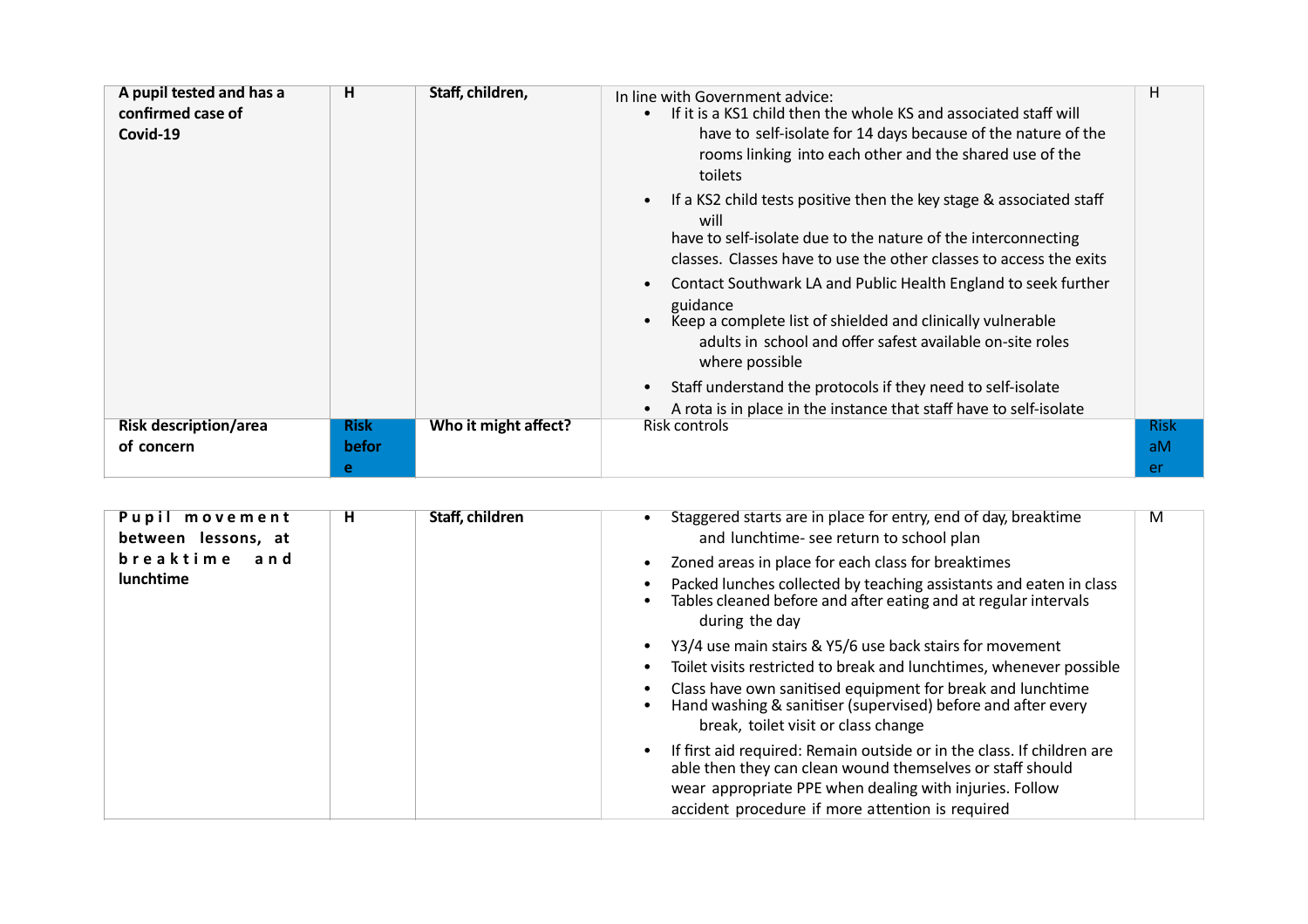| A pupil tested and has a confirmed case of Covid-19 | H | Staff, children, | In line with Government advice:<br>• If it is a KS1 child then the whole KS and associated staff will have to self-isolate for 14 days because of the nature of the rooms linking into each other and the shared use of the toilets<br>• If a KS2 child tests positive then the key stage & associated staff will have to self-isolate due to the nature of the interconnecting classes. Classes have to use the other classes to access the exits<br>• Contact Southwark LA and Public Health England to seek further guidance<br>• Keep a complete list of shielded and clinically vulnerable adults in school and offer safest available on-site roles where possible<br>• Staff understand the protocols if they need to self-isolate<br>• A rota is in place in the instance that staff have to self-isolate | H |
|---|---|---|---|---|
| **Risk description/area of concern** | **Risk before** | **Who it might affect?** | Risk controls | Risk aMer |

| Pupil movement between lessons, at breaktime and lunchtime | H | Staff, children | • Staggered starts are in place for entry, end of day, breaktime and lunchtime- see return to school plan<br>• Zoned areas in place for each class for breaktimes<br>• Packed lunches collected by teaching assistants and eaten in class<br>• Tables cleaned before and after eating and at regular intervals during the day<br>• Y3/4 use main stairs & Y5/6 use back stairs for movement<br>• Toilet visits restricted to break and lunchtimes, whenever possible<br>• Class have own sanitised equipment for break and lunchtime<br>• Hand washing & sanitiser (supervised) before and after every break, toilet visit or class change<br>• If first aid required: Remain outside or in the class. If children are able then they can clean wound themselves or staff should wear appropriate PPE when dealing with injuries. Follow accident procedure if more attention is required | M |
|---|---|---|---|---|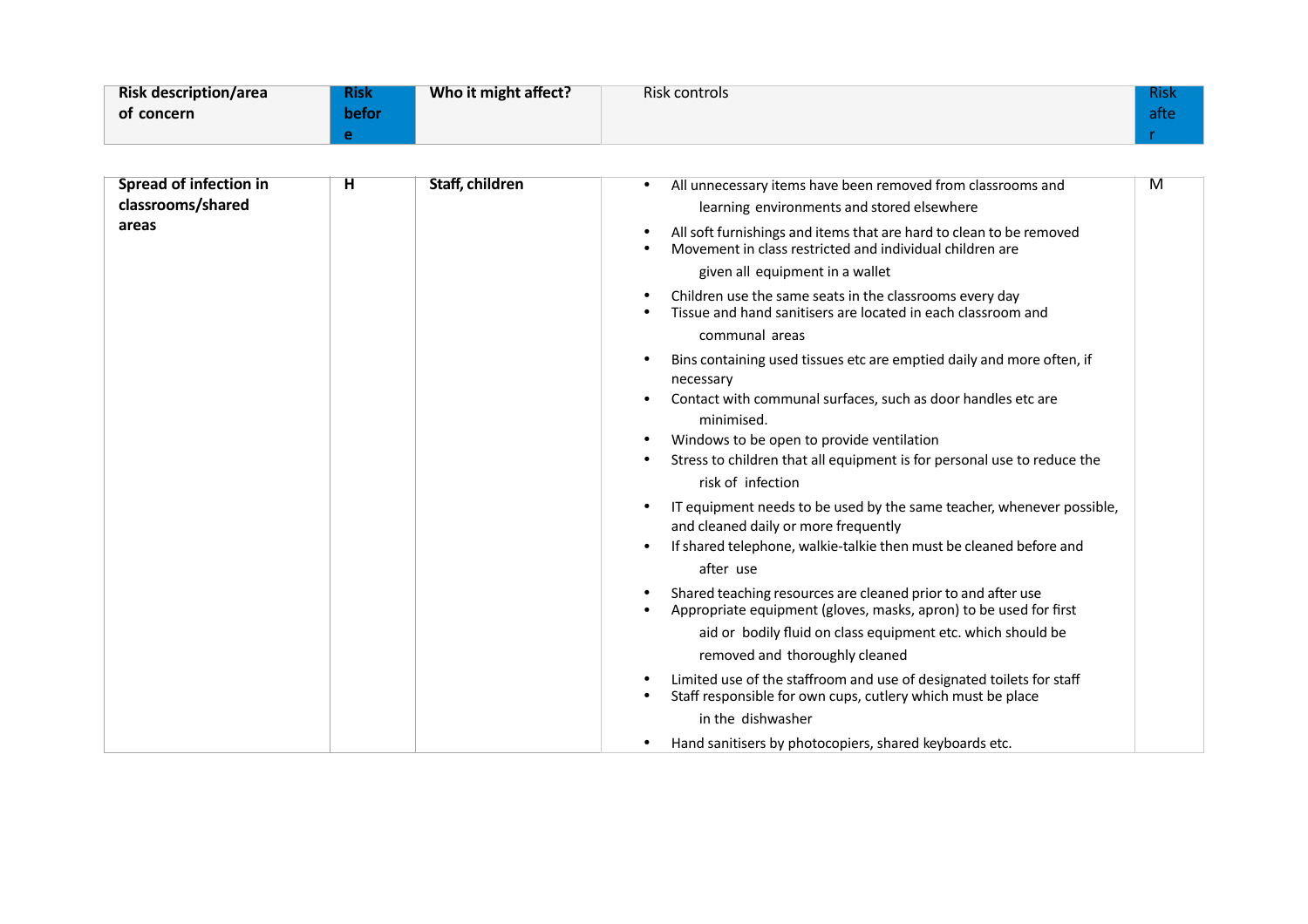| Risk description/area of concern | Risk before | Who it might affect? | Risk controls | Risk after |
|---|---|---|---|---|
| **Spread of infection in classrooms/shared areas** | **H** | **Staff, children** | • All unnecessary items have been removed from classrooms and learning environments and stored elsewhere<br>• All soft furnishings and items that are hard to clean to be removed<br>• Movement in class restricted and individual children are given all equipment in a wallet<br>• Children use the same seats in the classrooms every day<br>• Tissue and hand sanitisers are located in each classroom and communal areas<br>• Bins containing used tissues etc are emptied daily and more often, if necessary<br>• Contact with communal surfaces, such as door handles etc are minimised.<br>• Windows to be open to provide ventilation<br>• Stress to children that all equipment is for personal use to reduce the risk of infection<br>• IT equipment needs to be used by the same teacher, whenever possible, and cleaned daily or more frequently<br>• If shared telephone, walkie-talkie then must be cleaned before and after use<br>• Shared teaching resources are cleaned prior to and after use<br>• Appropriate equipment (gloves, masks, apron) to be used for first aid or bodily fluid on class equipment etc. which should be removed and thoroughly cleaned<br>• Limited use of the staffroom and use of designated toilets for staff<br>• Staff responsible for own cups, cutlery which must be place in the dishwasher<br>• Hand sanitisers by photocopiers, shared keyboards etc. | M |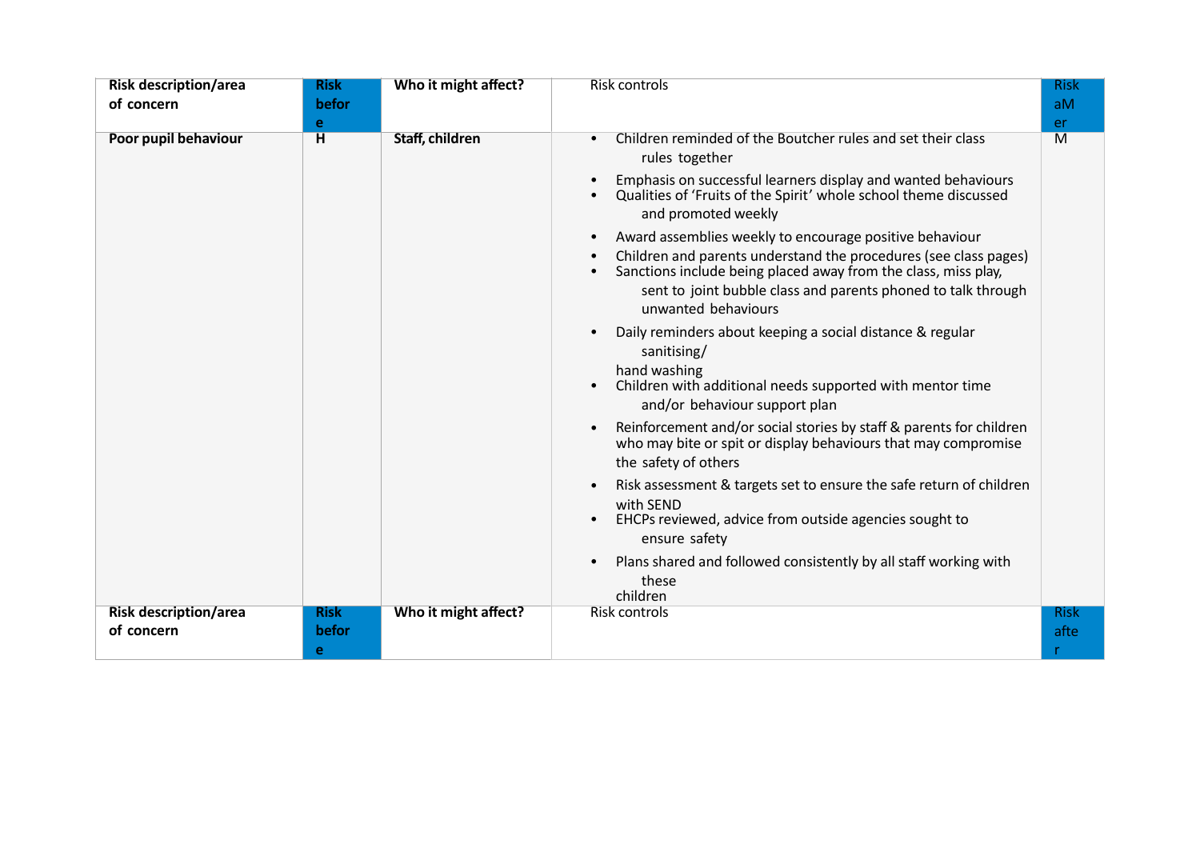| Risk description/area of concern | Risk before | Who it might affect? | Risk controls | Risk aMer |
|---|---|---|---|---|
| **Poor pupil behaviour** | **H** | **Staff, children** | • Children reminded of the Boutcher rules and set their class rules together<br>• Emphasis on successful learners display and wanted behaviours<br>• Qualities of 'Fruits of the Spirit' whole school theme discussed and promoted weekly<br>• Award assemblies weekly to encourage positive behaviour<br>• Children and parents understand the procedures (see class pages)<br>• Sanctions include being placed away from the class, miss play, sent to joint bubble class and parents phoned to talk through unwanted behaviours<br>• Daily reminders about keeping a social distance & regular sanitising/ hand washing<br>• Children with additional needs supported with mentor time and/or behaviour support plan<br>• Reinforcement and/or social stories by staff & parents for children who may bite or spit or display behaviours that may compromise the safety of others<br>• Risk assessment & targets set to ensure the safe return of children with SEND<br>• EHCPs reviewed, advice from outside agencies sought to ensure safety<br>• Plans shared and followed consistently by all staff working with these children | M |

| Risk description/area of concern | Risk before | Who it might affect? | Risk controls | Risk after |
|---|---|---|---|---|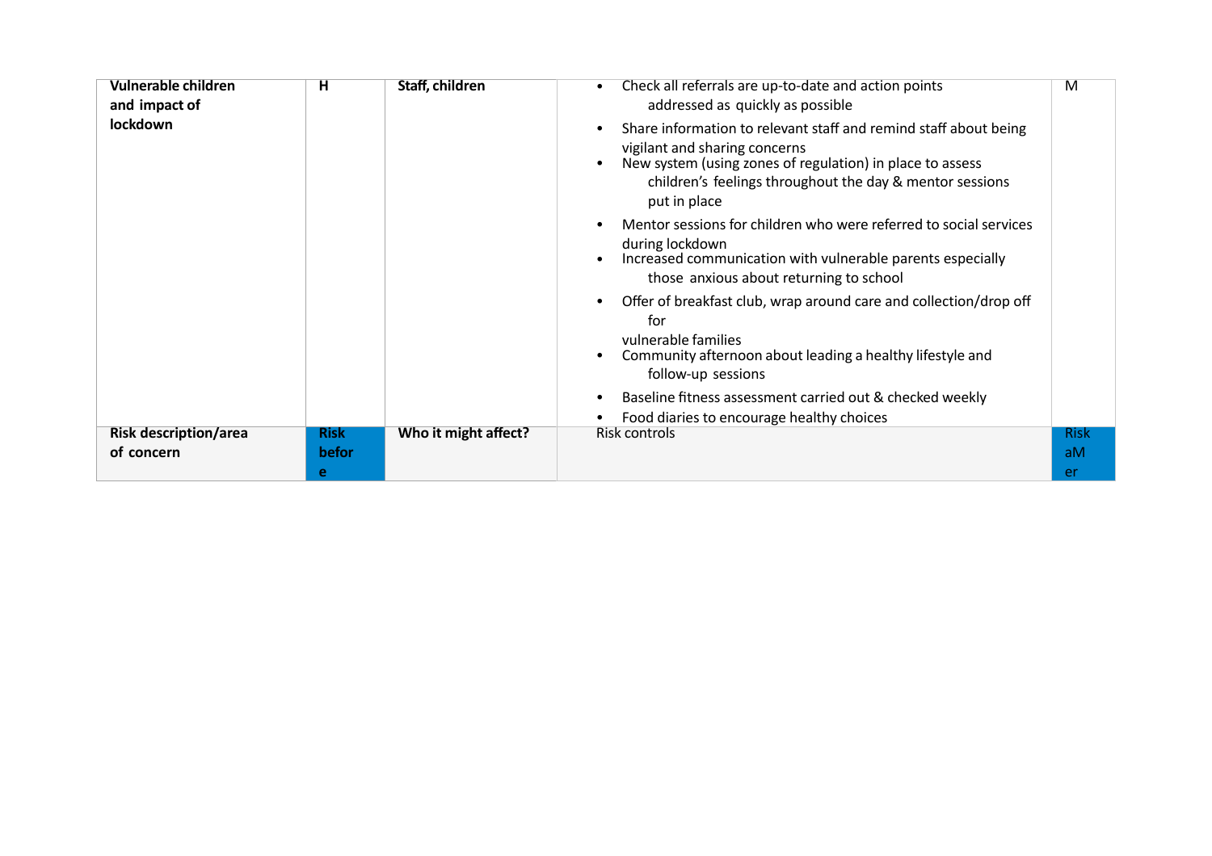| Vulnerable children and impact of lockdown | H | Staff, children | • Check all referrals are up-to-date and action points addressed as quickly as possible<br>• Share information to relevant staff and remind staff about being vigilant and sharing concerns<br>• New system (using zones of regulation) in place to assess children's feelings throughout the day & mentor sessions put in place<br>• Mentor sessions for children who were referred to social services during lockdown<br>• Increased communication with vulnerable parents especially those anxious about returning to school<br>• Offer of breakfast club, wrap around care and collection/drop off for vulnerable families<br>• Community afternoon about leading a healthy lifestyle and follow-up sessions<br>• Baseline fitness assessment carried out & checked weekly<br>• Food diaries to encourage healthy choices | M |
|---|---|---|---|---|
| **Risk description/area of concern** | **Risk before** | **Who it might affect?** | Risk controls | Risk aM er |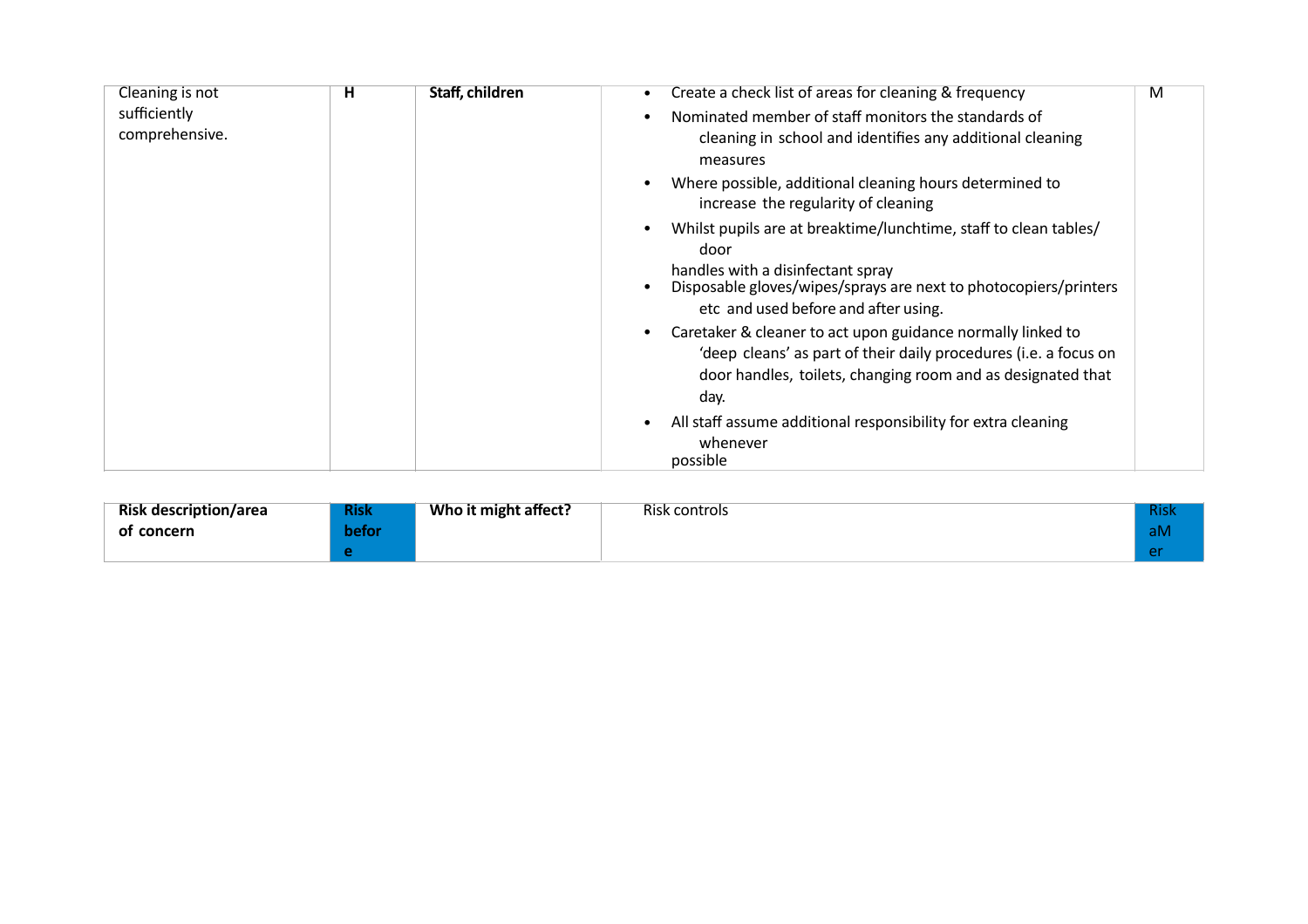| Cleaning is not sufficiently comprehensive. | H | **Staff, children** | • Create a check list of areas for cleaning & frequency<br>• Nominated member of staff monitors the standards of cleaning in school and identifies any additional cleaning measures<br>• Where possible, additional cleaning hours determined to increase the regularity of cleaning<br>• Whilst pupils are at breaktime/lunchtime, staff to clean tables/ door handles with a disinfectant spray<br>• Disposable gloves/wipes/sprays are next to photocopiers/printers etc and used before and after using.<br>• Caretaker & cleaner to act upon guidance normally linked to 'deep cleans' as part of their daily procedures (i.e. a focus on door handles, toilets, changing room and as designated that day.<br>• All staff assume additional responsibility for extra cleaning whenever possible | M |
|---|---|---|---|---|

| **Risk description/area of concern** | **Risk before** | **Who it might affect?** | Risk controls | Risk aMer |
|---|---|---|---|---|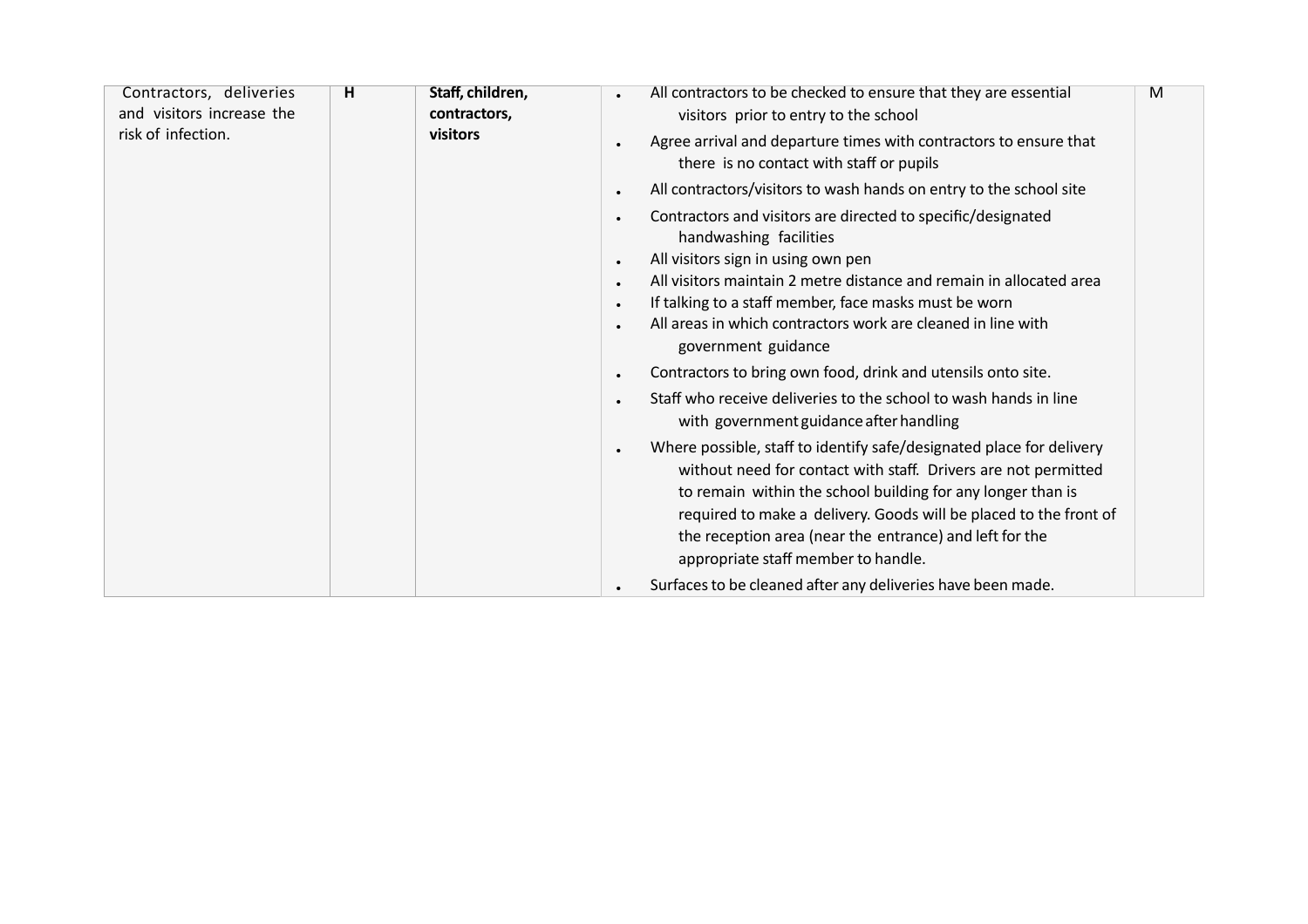| | | | | |
|---|---|---|---|---|
| Contractors, deliveries and visitors increase the risk of infection. | **H** | **Staff, children, contractors, visitors** | • All contractors to be checked to ensure that they are essential visitors prior to entry to the school<br>• Agree arrival and departure times with contractors to ensure that there is no contact with staff or pupils<br>• All contractors/visitors to wash hands on entry to the school site<br>• Contractors and visitors are directed to specific/designated handwashing facilities<br>• All visitors sign in using own pen<br>• All visitors maintain 2 metre distance and remain in allocated area<br>• If talking to a staff member, face masks must be worn<br>• All areas in which contractors work are cleaned in line with government guidance<br>• Contractors to bring own food, drink and utensils onto site.<br>• Staff who receive deliveries to the school to wash hands in line with government guidance after handling<br>• Where possible, staff to identify safe/designated place for delivery without need for contact with staff. Drivers are not permitted to remain within the school building for any longer than is required to make a delivery. Goods will be placed to the front of the reception area (near the entrance) and left for the appropriate staff member to handle.<br>• Surfaces to be cleaned after any deliveries have been made. | M |